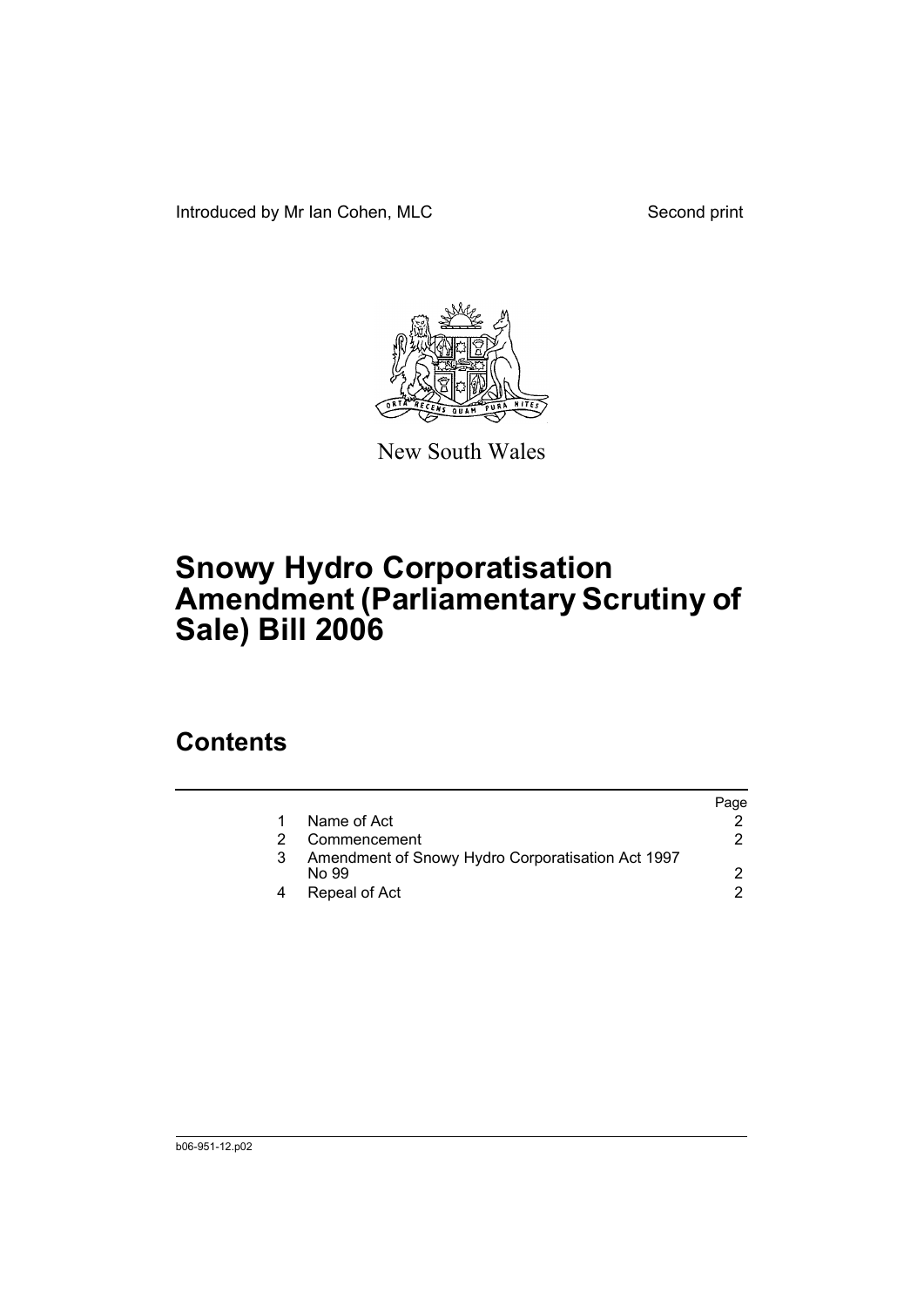Introduced by Mr Ian Cohen, MLC

Second print

New South Wales

# Snowy Hydro Corporatisation Amendment (Parliamentary Scrutiny of Sale) Bill 2006

## Contents

| | | Page |
|---|---|---|
| 1 | Name of Act | 2 |
| 2 | Commencement | 2 |
| 3 | Amendment of Snowy Hydro Corporatisation Act 1997 No 99 | 2 |
| 4 | Repeal of Act | 2 |

b06-951-12.p02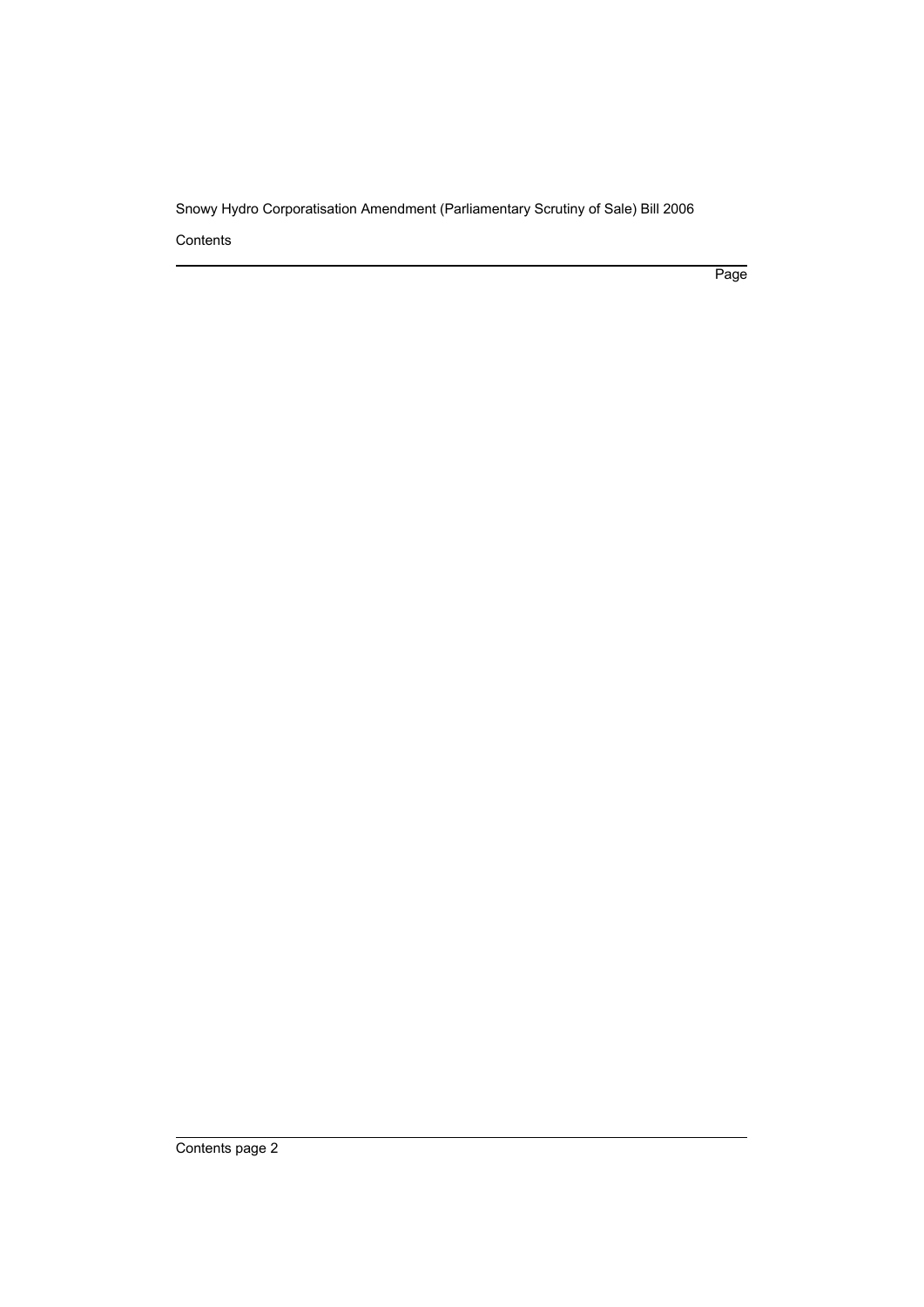Contents

Page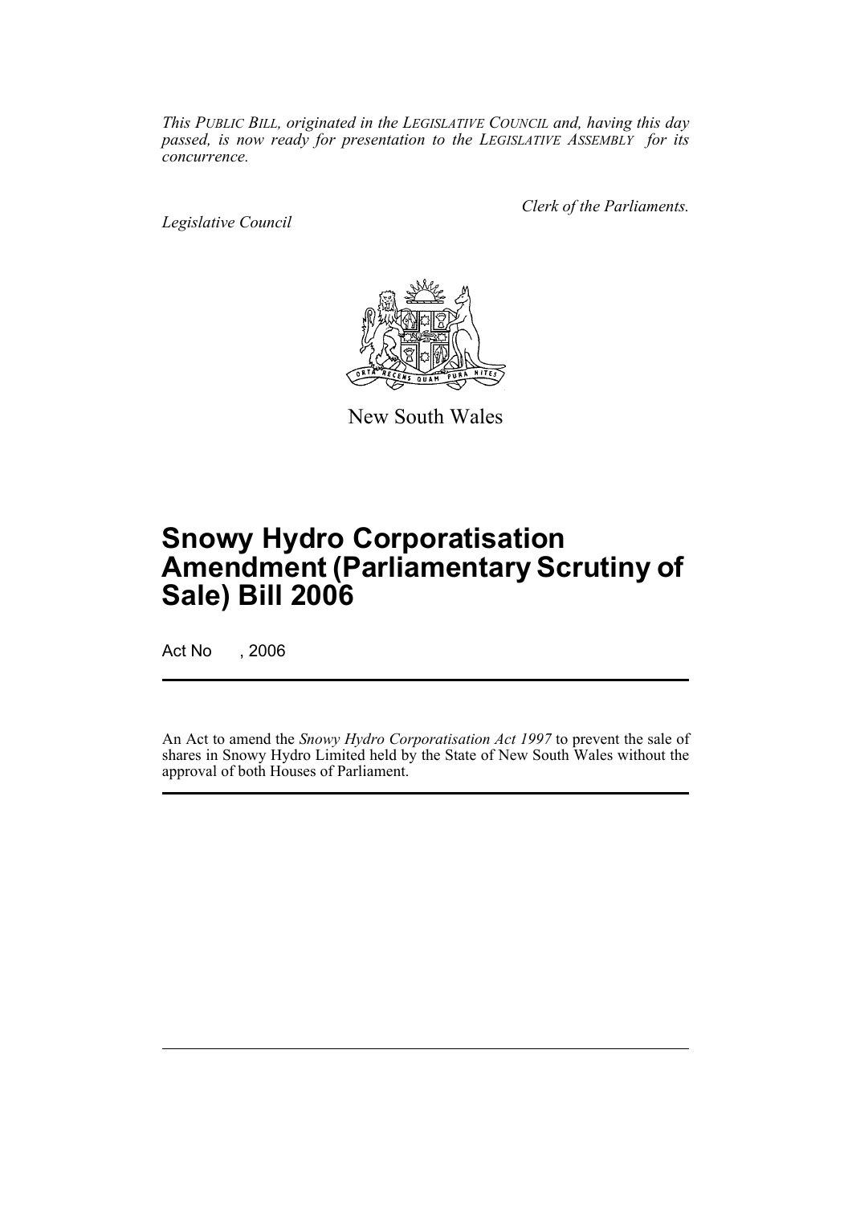*This PUBLIC BILL, originated in the LEGISLATIVE COUNCIL and, having this day passed, is now ready for presentation to the LEGISLATIVE ASSEMBLY for its concurrence.*

*Legislative Council*

*Clerk of the Parliaments.*

New South Wales

# Snowy Hydro Corporatisation Amendment (Parliamentary Scrutiny of Sale) Bill 2006

Act No , 2006

An Act to amend the *Snowy Hydro Corporatisation Act 1997* to prevent the sale of shares in Snowy Hydro Limited held by the State of New South Wales without the approval of both Houses of Parliament.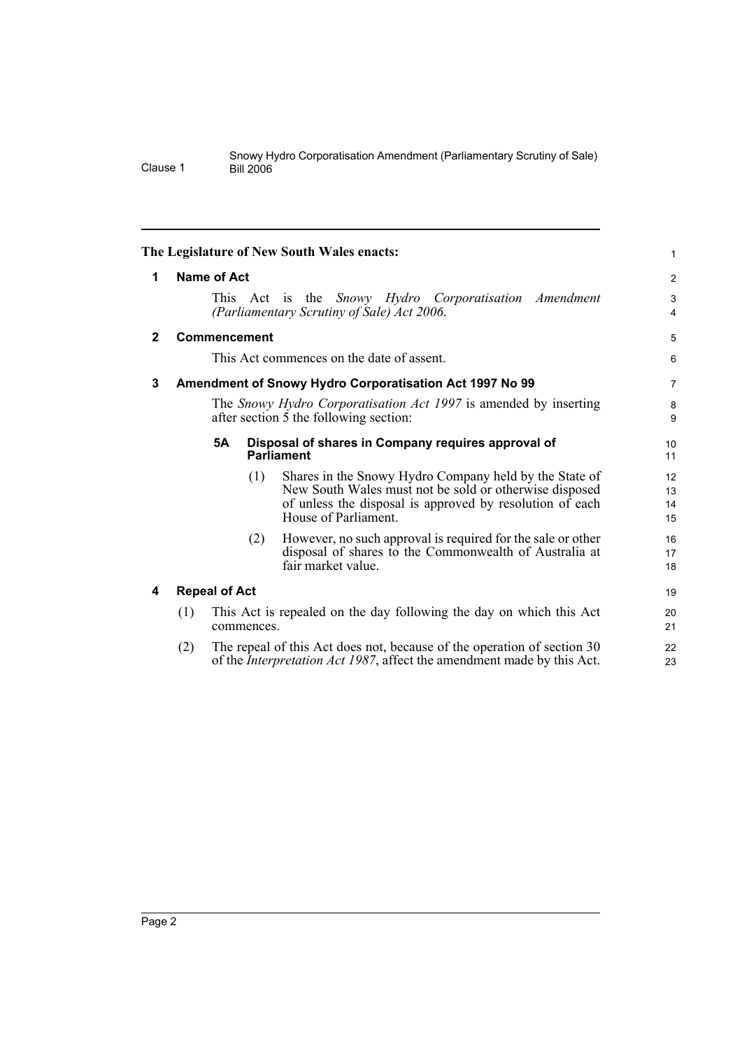**The Legislature of New South Wales enacts:**

## 1 Name of Act

This Act is the *Snowy Hydro Corporatisation Amendment (Parliamentary Scrutiny of Sale) Act 2006*.

## 2 Commencement

This Act commences on the date of assent.

## 3 Amendment of Snowy Hydro Corporatisation Act 1997 No 99

The *Snowy Hydro Corporatisation Act 1997* is amended by inserting after section 5 the following section:

### 5A Disposal of shares in Company requires approval of Parliament

(1) Shares in the Snowy Hydro Company held by the State of New South Wales must not be sold or otherwise disposed of unless the disposal is approved by resolution of each House of Parliament.

(2) However, no such approval is required for the sale or other disposal of shares to the Commonwealth of Australia at fair market value.

## 4 Repeal of Act

(1) This Act is repealed on the day following the day on which this Act commences.

(2) The repeal of this Act does not, because of the operation of section 30 of the *Interpretation Act 1987*, affect the amendment made by this Act.